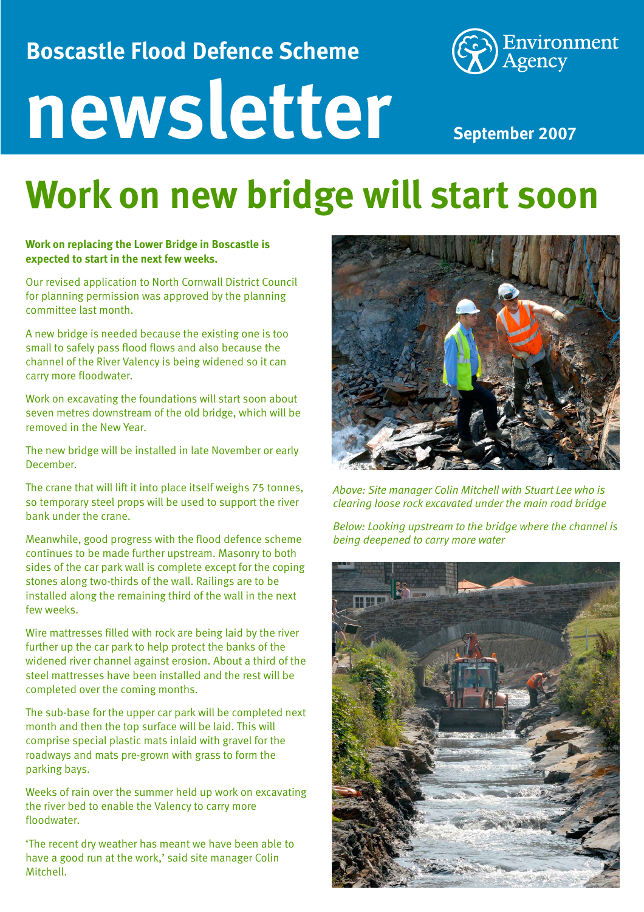Boscastle Flood Defence Scheme

# newsletter

Environment Agency

September 2007

## Work on new bridge will start soon

**Work on replacing the Lower Bridge in Boscastle is expected to start in the next few weeks.**

Our revised application to North Cornwall District Council for planning permission was approved by the planning committee last month.

A new bridge is needed because the existing one is too small to safely pass flood flows and also because the channel of the River Valency is being widened so it can carry more floodwater.

Work on excavating the foundations will start soon about seven metres downstream of the old bridge, which will be removed in the New Year.

The new bridge will be installed in late November or early December.

The crane that will lift it into place itself weighs 75 tonnes, so temporary steel props will be used to support the river bank under the crane.

Meanwhile, good progress with the flood defence scheme continues to be made further upstream. Masonry to both sides of the car park wall is complete except for the coping stones along two-thirds of the wall. Railings are to be installed along the remaining third of the wall in the next few weeks.

Wire mattresses filled with rock are being laid by the river further up the car park to help protect the banks of the widened river channel against erosion. About a third of the steel mattresses have been installed and the rest will be completed over the coming months.

The sub-base for the upper car park will be completed next month and then the top surface will be laid. This will comprise special plastic mats inlaid with gravel for the roadways and mats pre-grown with grass to form the parking bays.

Weeks of rain over the summer held up work on excavating the river bed to enable the Valency to carry more floodwater.

'The recent dry weather has meant we have been able to have a good run at the work,' said site manager Colin Mitchell.

*Above: Site manager Colin Mitchell with Stuart Lee who is clearing loose rock excavated under the main road bridge*

*Below: Looking upstream to the bridge where the channel is being deepened to carry more water*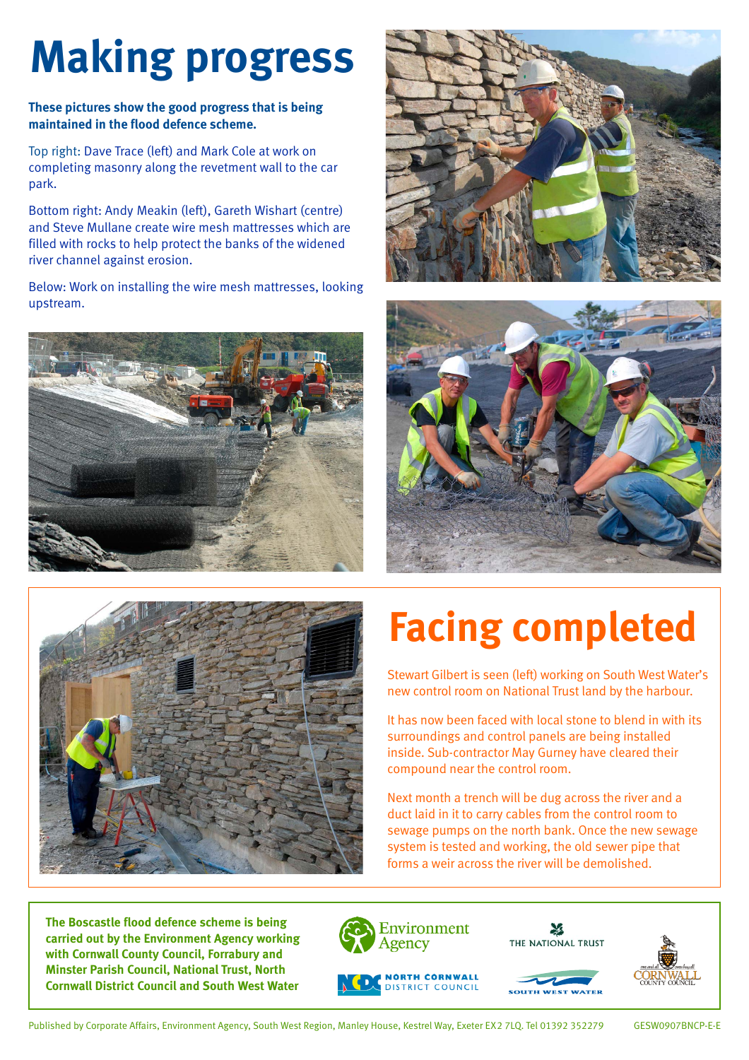# Making progress

**These pictures show the good progress that is being maintained in the flood defence scheme.**

Top right: Dave Trace (left) and Mark Cole at work on completing masonry along the revetment wall to the car park.

Bottom right: Andy Meakin (left), Gareth Wishart (centre) and Steve Mullane create wire mesh mattresses which are filled with rocks to help protect the banks of the widened river channel against erosion.

Below: Work on installing the wire mesh mattresses, looking upstream.

# Facing completed

Stewart Gilbert is seen (left) working on South West Water's new control room on National Trust land by the harbour.

It has now been faced with local stone to blend in with its surroundings and control panels are being installed inside. Sub-contractor May Gurney have cleared their compound near the control room.

Next month a trench will be dug across the river and a duct laid in it to carry cables from the control room to sewage pumps on the north bank. Once the new sewage system is tested and working, the old sewer pipe that forms a weir across the river will be demolished.

**The Boscastle flood defence scheme is being carried out by the Environment Agency working with Cornwall County Council, Forrabury and Minster Parish Council, National Trust, North Cornwall District Council and South West Water**

Environment Agency

THE NATIONAL TRUST

NORTH CORNWALL DISTRICT COUNCIL

SOUTH WEST WATER

CORNWALL COUNTY COUNCIL

Published by Corporate Affairs, Environment Agency, South West Region, Manley House, Kestrel Way, Exeter EX2 7LQ. Tel 01392 352279 GESW0907BNCP-E-E